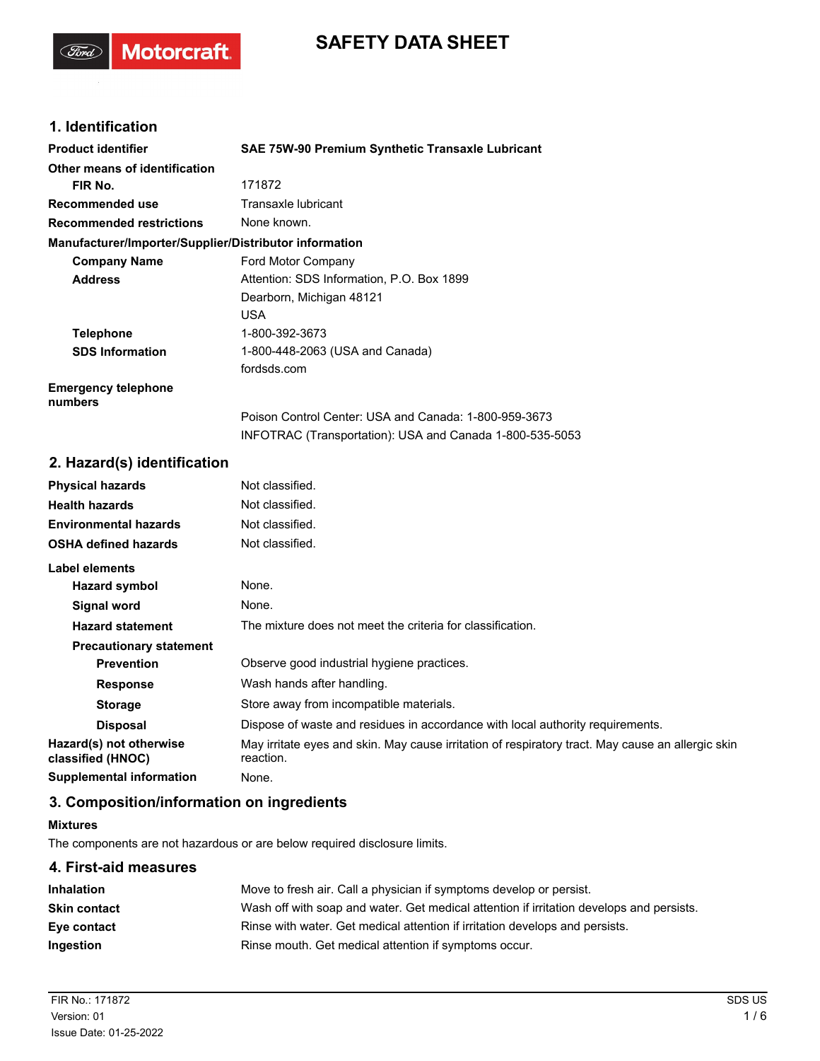# SAFETY DATA SHEET

## 1. Identification

| | |
|---|---|
| **Product identifier** | **SAE 75W-90 Premium Synthetic Transaxle Lubricant** |
| **Other means of identification** | |
| **FIR No.** | 171872 |
| **Recommended use** | Transaxle lubricant |
| **Recommended restrictions** | None known. |

**Manufacturer/Importer/Supplier/Distributor information**

| | |
|---|---|
| **Company Name** | Ford Motor Company |
| **Address** | Attention: SDS Information, P.O. Box 1899<br>Dearborn, Michigan 48121<br>USA |
| **Telephone** | 1-800-392-3673 |
| **SDS Information** | 1-800-448-2063 (USA and Canada)<br>fordsds.com |
| **Emergency telephone numbers** | Poison Control Center: USA and Canada: 1-800-959-3673<br>INFOTRAC (Transportation): USA and Canada 1-800-535-5053 |

## 2. Hazard(s) identification

| | |
|---|---|
| **Physical hazards** | Not classified. |
| **Health hazards** | Not classified. |
| **Environmental hazards** | Not classified. |
| **OSHA defined hazards** | Not classified. |

**Label elements**

| | |
|---|---|
| **Hazard symbol** | None. |
| **Signal word** | None. |
| **Hazard statement** | The mixture does not meet the criteria for classification. |
| **Precautionary statement** | |
| **Prevention** | Observe good industrial hygiene practices. |
| **Response** | Wash hands after handling. |
| **Storage** | Store away from incompatible materials. |
| **Disposal** | Dispose of waste and residues in accordance with local authority requirements. |
| **Hazard(s) not otherwise classified (HNOC)** | May irritate eyes and skin. May cause irritation of respiratory tract. May cause an allergic skin reaction. |
| **Supplemental information** | None. |

## 3. Composition/information on ingredients

**Mixtures**

The components are not hazardous or are below required disclosure limits.

## 4. First-aid measures

| | |
|---|---|
| **Inhalation** | Move to fresh air. Call a physician if symptoms develop or persist. |
| **Skin contact** | Wash off with soap and water. Get medical attention if irritation develops and persists. |
| **Eye contact** | Rinse with water. Get medical attention if irritation develops and persists. |
| **Ingestion** | Rinse mouth. Get medical attention if symptoms occur. |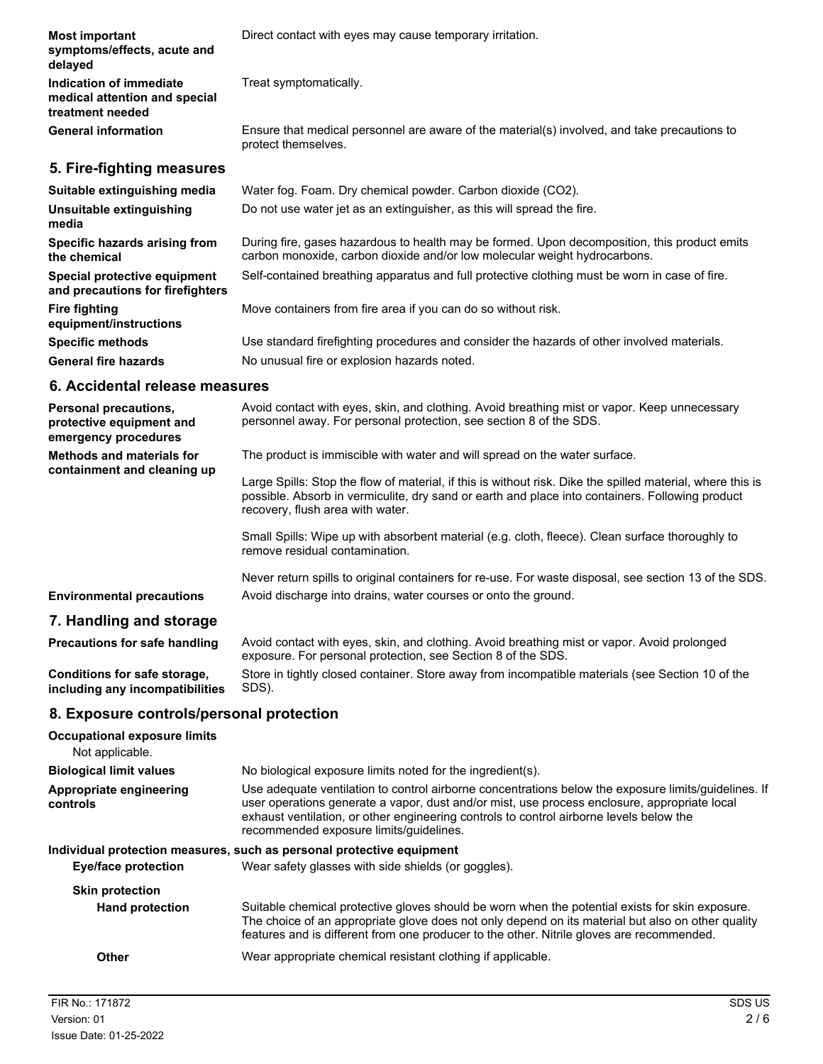**Most important symptoms/effects, acute and delayed**
Direct contact with eyes may cause temporary irritation.

**Indication of immediate medical attention and special treatment needed**
Treat symptomatically.

**General information**
Ensure that medical personnel are aware of the material(s) involved, and take precautions to protect themselves.

## 5. Fire-fighting measures

**Suitable extinguishing media**
Water fog. Foam. Dry chemical powder. Carbon dioxide ($CO_2$).

**Unsuitable extinguishing media**
Do not use water jet as an extinguisher, as this will spread the fire.

**Specific hazards arising from the chemical**
During fire, gases hazardous to health may be formed. Upon decomposition, this product emits carbon monoxide, carbon dioxide and/or low molecular weight hydrocarbons.

**Special protective equipment and precautions for firefighters**
Self-contained breathing apparatus and full protective clothing must be worn in case of fire.

**Fire fighting equipment/instructions**
Move containers from fire area if you can do so without risk.

**Specific methods**
Use standard firefighting procedures and consider the hazards of other involved materials.

**General fire hazards**
No unusual fire or explosion hazards noted.

## 6. Accidental release measures

**Personal precautions, protective equipment and emergency procedures**
Avoid contact with eyes, skin, and clothing. Avoid breathing mist or vapor. Keep unnecessary personnel away. For personal protection, see section 8 of the SDS.

**Methods and materials for containment and cleaning up**
The product is immiscible with water and will spread on the water surface.

Large Spills: Stop the flow of material, if this is without risk. Dike the spilled material, where this is possible. Absorb in vermiculite, dry sand or earth and place into containers. Following product recovery, flush area with water.

Small Spills: Wipe up with absorbent material (e.g. cloth, fleece). Clean surface thoroughly to remove residual contamination.

Never return spills to original containers for re-use. For waste disposal, see section 13 of the SDS.

**Environmental precautions**
Avoid discharge into drains, water courses or onto the ground.

## 7. Handling and storage

**Precautions for safe handling**
Avoid contact with eyes, skin, and clothing. Avoid breathing mist or vapor. Avoid prolonged exposure. For personal protection, see Section 8 of the SDS.

**Conditions for safe storage, including any incompatibilities**
Store in tightly closed container. Store away from incompatible materials (see Section 10 of the SDS).

## 8. Exposure controls/personal protection

**Occupational exposure limits**
Not applicable.

**Biological limit values**
No biological exposure limits noted for the ingredient(s).

**Appropriate engineering controls**
Use adequate ventilation to control airborne concentrations below the exposure limits/guidelines. If user operations generate a vapor, dust and/or mist, use process enclosure, appropriate local exhaust ventilation, or other engineering controls to control airborne levels below the recommended exposure limits/guidelines.

**Individual protection measures, such as personal protective equipment**

**Eye/face protection**
Wear safety glasses with side shields (or goggles).

**Skin protection**

**Hand protection**
Suitable chemical protective gloves should be worn when the potential exists for skin exposure. The choice of an appropriate glove does not only depend on its material but also on other quality features and is different from one producer to the other. Nitrile gloves are recommended.

**Other**
Wear appropriate chemical resistant clothing if applicable.

FIR No.: 171872
Version: 01
Issue Date: 01-25-2022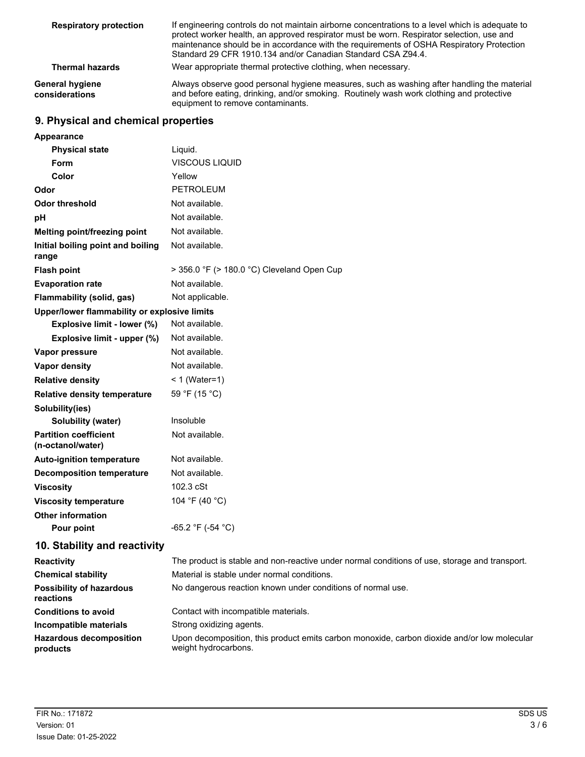| | |
|---|---|
| **Respiratory protection** | If engineering controls do not maintain airborne concentrations to a level which is adequate to protect worker health, an approved respirator must be worn. Respirator selection, use and maintenance should be in accordance with the requirements of OSHA Respiratory Protection Standard 29 CFR 1910.134 and/or Canadian Standard CSA Z94.4. |
| **Thermal hazards** | Wear appropriate thermal protective clothing, when necessary. |
| **General hygiene considerations** | Always observe good personal hygiene measures, such as washing after handling the material and before eating, drinking, and/or smoking. Routinely wash work clothing and protective equipment to remove contaminants. |

## 9. Physical and chemical properties

| | |
|---|---|
| **Appearance** | |
| **Physical state** | Liquid. |
| **Form** | VISCOUS LIQUID |
| **Color** | Yellow |
| **Odor** | PETROLEUM |
| **Odor threshold** | Not available. |
| **pH** | Not available. |
| **Melting point/freezing point** | Not available. |
| **Initial boiling point and boiling range** | Not available. |
| **Flash point** | > 356.0 °F (> 180.0 °C) Cleveland Open Cup |
| **Evaporation rate** | Not available. |
| **Flammability (solid, gas)** | Not applicable. |
| **Upper/lower flammability or explosive limits** | |
| **Explosive limit - lower (%)** | Not available. |
| **Explosive limit - upper (%)** | Not available. |
| **Vapor pressure** | Not available. |
| **Vapor density** | Not available. |
| **Relative density** | < 1 (Water=1) |
| **Relative density temperature** | 59 °F (15 °C) |
| **Solubility(ies)** | |
| **Solubility (water)** | Insoluble |
| **Partition coefficient (n-octanol/water)** | Not available. |
| **Auto-ignition temperature** | Not available. |
| **Decomposition temperature** | Not available. |
| **Viscosity** | 102.3 cSt |
| **Viscosity temperature** | 104 °F (40 °C) |
| **Other information** | |
| **Pour point** | -65.2 °F (-54 °C) |

## 10. Stability and reactivity

| | |
|---|---|
| **Reactivity** | The product is stable and non-reactive under normal conditions of use, storage and transport. |
| **Chemical stability** | Material is stable under normal conditions. |
| **Possibility of hazardous reactions** | No dangerous reaction known under conditions of normal use. |
| **Conditions to avoid** | Contact with incompatible materials. |
| **Incompatible materials** | Strong oxidizing agents. |
| **Hazardous decomposition products** | Upon decomposition, this product emits carbon monoxide, carbon dioxide and/or low molecular weight hydrocarbons. |

FIR No.: 171872
Version: 01
Issue Date: 01-25-2022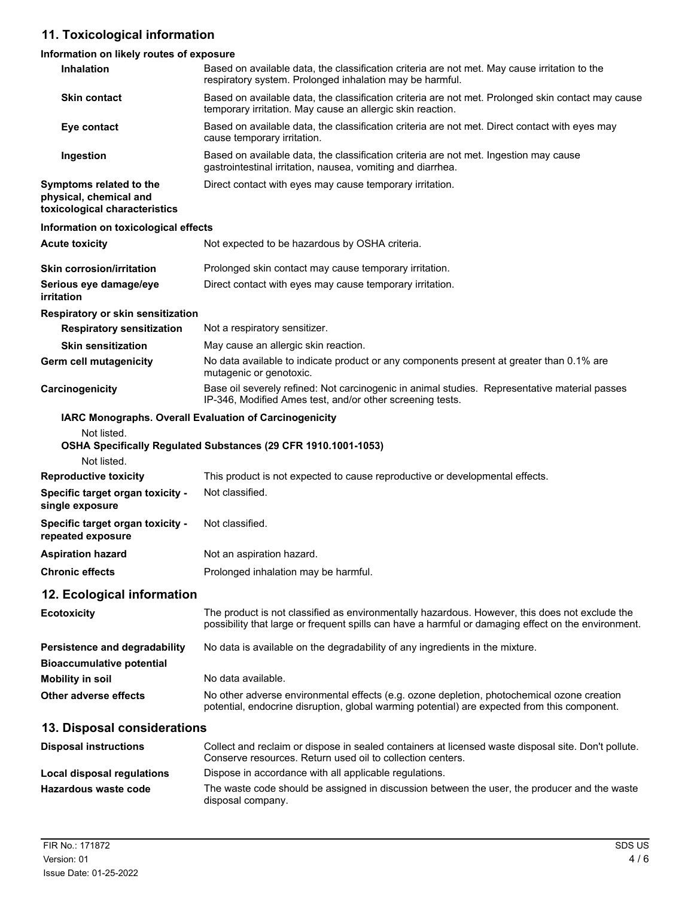## 11. Toxicological information

**Information on likely routes of exposure**

| | |
|---|---|
| **Inhalation** | Based on available data, the classification criteria are not met. May cause irritation to the respiratory system. Prolonged inhalation may be harmful. |
| **Skin contact** | Based on available data, the classification criteria are not met. Prolonged skin contact may cause temporary irritation. May cause an allergic skin reaction. |
| **Eye contact** | Based on available data, the classification criteria are not met. Direct contact with eyes may cause temporary irritation. |
| **Ingestion** | Based on available data, the classification criteria are not met. Ingestion may cause gastrointestinal irritation, nausea, vomiting and diarrhea. |
| **Symptoms related to the physical, chemical and toxicological characteristics** | Direct contact with eyes may cause temporary irritation. |

**Information on toxicological effects**

| | |
|---|---|
| **Acute toxicity** | Not expected to be hazardous by OSHA criteria. |
| **Skin corrosion/irritation** | Prolonged skin contact may cause temporary irritation. |
| **Serious eye damage/eye irritation** | Direct contact with eyes may cause temporary irritation. |

**Respiratory or skin sensitization**

| | |
|---|---|
| **Respiratory sensitization** | Not a respiratory sensitizer. |
| **Skin sensitization** | May cause an allergic skin reaction. |
| **Germ cell mutagenicity** | No data available to indicate product or any components present at greater than 0.1% are mutagenic or genotoxic. |
| **Carcinogenicity** | Base oil severely refined: Not carcinogenic in animal studies. Representative material passes IP-346, Modified Ames test, and/or other screening tests. |

**IARC Monographs. Overall Evaluation of Carcinogenicity**

Not listed.

**OSHA Specifically Regulated Substances (29 CFR 1910.1001-1053)**

Not listed.

| | |
|---|---|
| **Reproductive toxicity** | This product is not expected to cause reproductive or developmental effects. |
| **Specific target organ toxicity - single exposure** | Not classified. |
| **Specific target organ toxicity - repeated exposure** | Not classified. |
| **Aspiration hazard** | Not an aspiration hazard. |
| **Chronic effects** | Prolonged inhalation may be harmful. |

## 12. Ecological information

| | |
|---|---|
| **Ecotoxicity** | The product is not classified as environmentally hazardous. However, this does not exclude the possibility that large or frequent spills can have a harmful or damaging effect on the environment. |
| **Persistence and degradability** | No data is available on the degradability of any ingredients in the mixture. |
| **Bioaccumulative potential** | |
| **Mobility in soil** | No data available. |
| **Other adverse effects** | No other adverse environmental effects (e.g. ozone depletion, photochemical ozone creation potential, endocrine disruption, global warming potential) are expected from this component. |

## 13. Disposal considerations

| | |
|---|---|
| **Disposal instructions** | Collect and reclaim or dispose in sealed containers at licensed waste disposal site. Don't pollute. Conserve resources. Return used oil to collection centers. |
| **Local disposal regulations** | Dispose in accordance with all applicable regulations. |
| **Hazardous waste code** | The waste code should be assigned in discussion between the user, the producer and the waste disposal company. |

FIR No.: 171872
Version: 01
Issue Date: 01-25-2022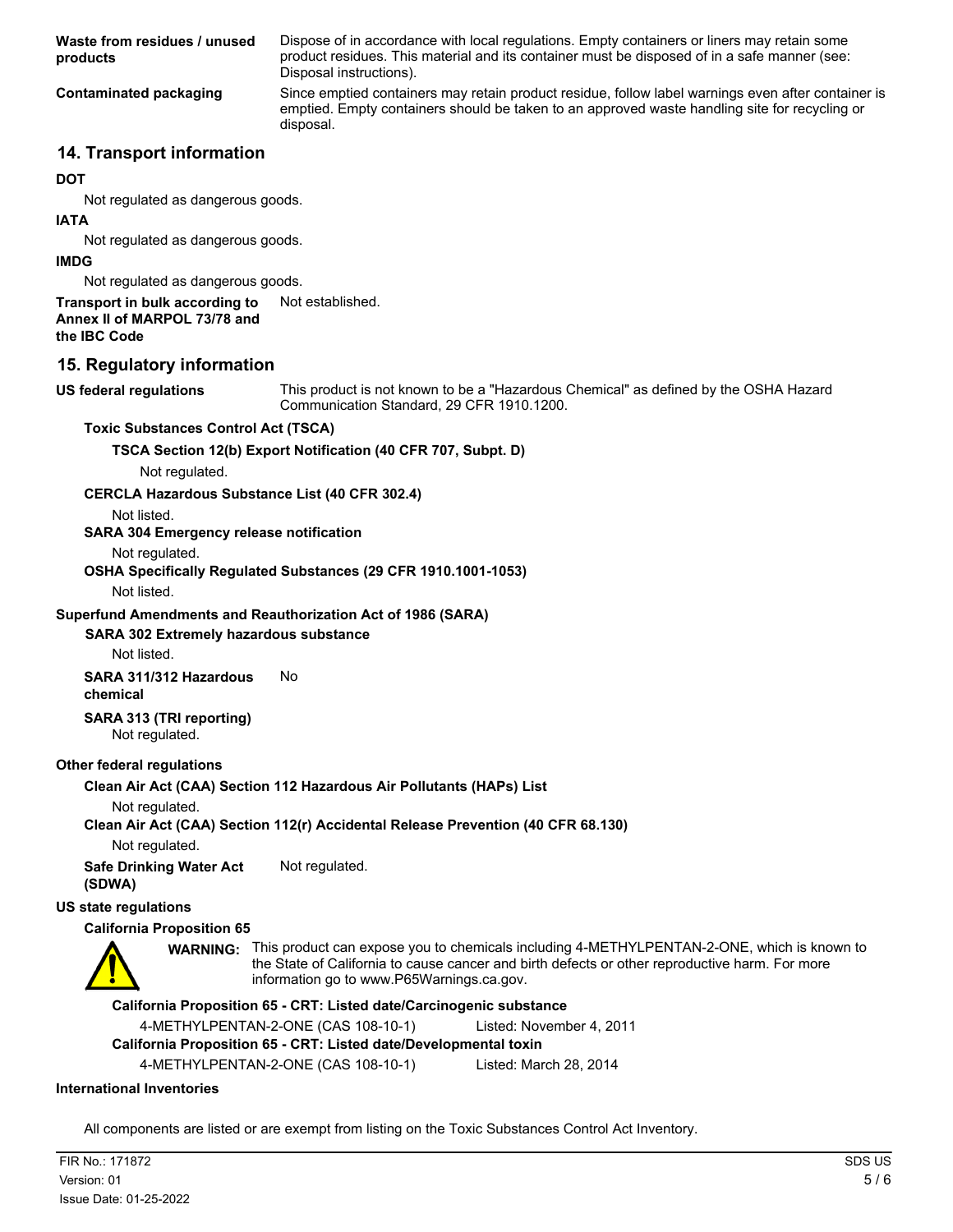**Waste from residues / unused products**
Dispose of in accordance with local regulations. Empty containers or liners may retain some product residues. This material and its container must be disposed of in a safe manner (see: Disposal instructions).

**Contaminated packaging**
Since emptied containers may retain product residue, follow label warnings even after container is emptied. Empty containers should be taken to an approved waste handling site for recycling or disposal.

## 14. Transport information

**DOT**

Not regulated as dangerous goods.

**IATA**

Not regulated as dangerous goods.

**IMDG**

Not regulated as dangerous goods.

**Transport in bulk according to Annex II of MARPOL 73/78 and the IBC Code**
Not established.

## 15. Regulatory information

**US federal regulations**
This product is not known to be a "Hazardous Chemical" as defined by the OSHA Hazard Communication Standard, 29 CFR 1910.1200.

**Toxic Substances Control Act (TSCA)**

**TSCA Section 12(b) Export Notification (40 CFR 707, Subpt. D)**

Not regulated.

**CERCLA Hazardous Substance List (40 CFR 302.4)**

Not listed.

**SARA 304 Emergency release notification**

Not regulated.

**OSHA Specifically Regulated Substances (29 CFR 1910.1001-1053)**

Not listed.

**Superfund Amendments and Reauthorization Act of 1986 (SARA)**

**SARA 302 Extremely hazardous substance**

Not listed.

**SARA 311/312 Hazardous chemical**
No

**SARA 313 (TRI reporting)**

Not regulated.

**Other federal regulations**

**Clean Air Act (CAA) Section 112 Hazardous Air Pollutants (HAPs) List**

Not regulated.

**Clean Air Act (CAA) Section 112(r) Accidental Release Prevention (40 CFR 68.130)**

Not regulated.

**Safe Drinking Water Act (SDWA)**
Not regulated.

**US state regulations**

**California Proposition 65**

**WARNING:** This product can expose you to chemicals including 4-METHYLPENTAN-2-ONE, which is known to the State of California to cause cancer and birth defects or other reproductive harm. For more information go to www.P65Warnings.ca.gov.

**California Proposition 65 - CRT: Listed date/Carcinogenic substance**

4-METHYLPENTAN-2-ONE (CAS 108-10-1) Listed: November 4, 2011

**California Proposition 65 - CRT: Listed date/Developmental toxin**

4-METHYLPENTAN-2-ONE (CAS 108-10-1) Listed: March 28, 2014

**International Inventories**

All components are listed or are exempt from listing on the Toxic Substances Control Act Inventory.

FIR No.: 171872
Version: 01
Issue Date: 01-25-2022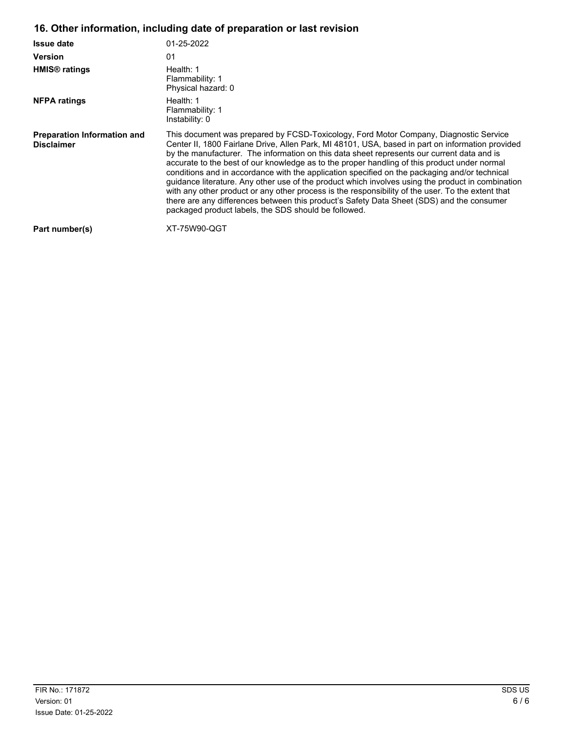## 16. Other information, including date of preparation or last revision

| | |
|---|---|
| **Issue date** | 01-25-2022 |
| **Version** | 01 |
| **HMIS® ratings** | Health: 1<br>Flammability: 1<br>Physical hazard: 0 |
| **NFPA ratings** | Health: 1<br>Flammability: 1<br>Instability: 0 |
| **Preparation Information and Disclaimer** | This document was prepared by FCSD-Toxicology, Ford Motor Company, Diagnostic Service Center II, 1800 Fairlane Drive, Allen Park, MI 48101, USA, based in part on information provided by the manufacturer. The information on this data sheet represents our current data and is accurate to the best of our knowledge as to the proper handling of this product under normal conditions and in accordance with the application specified on the packaging and/or technical guidance literature. Any other use of the product which involves using the product in combination with any other product or any other process is the responsibility of the user. To the extent that there are any differences between this product's Safety Data Sheet (SDS) and the consumer packaged product labels, the SDS should be followed. |
| **Part number(s)** | XT-75W90-QGT |